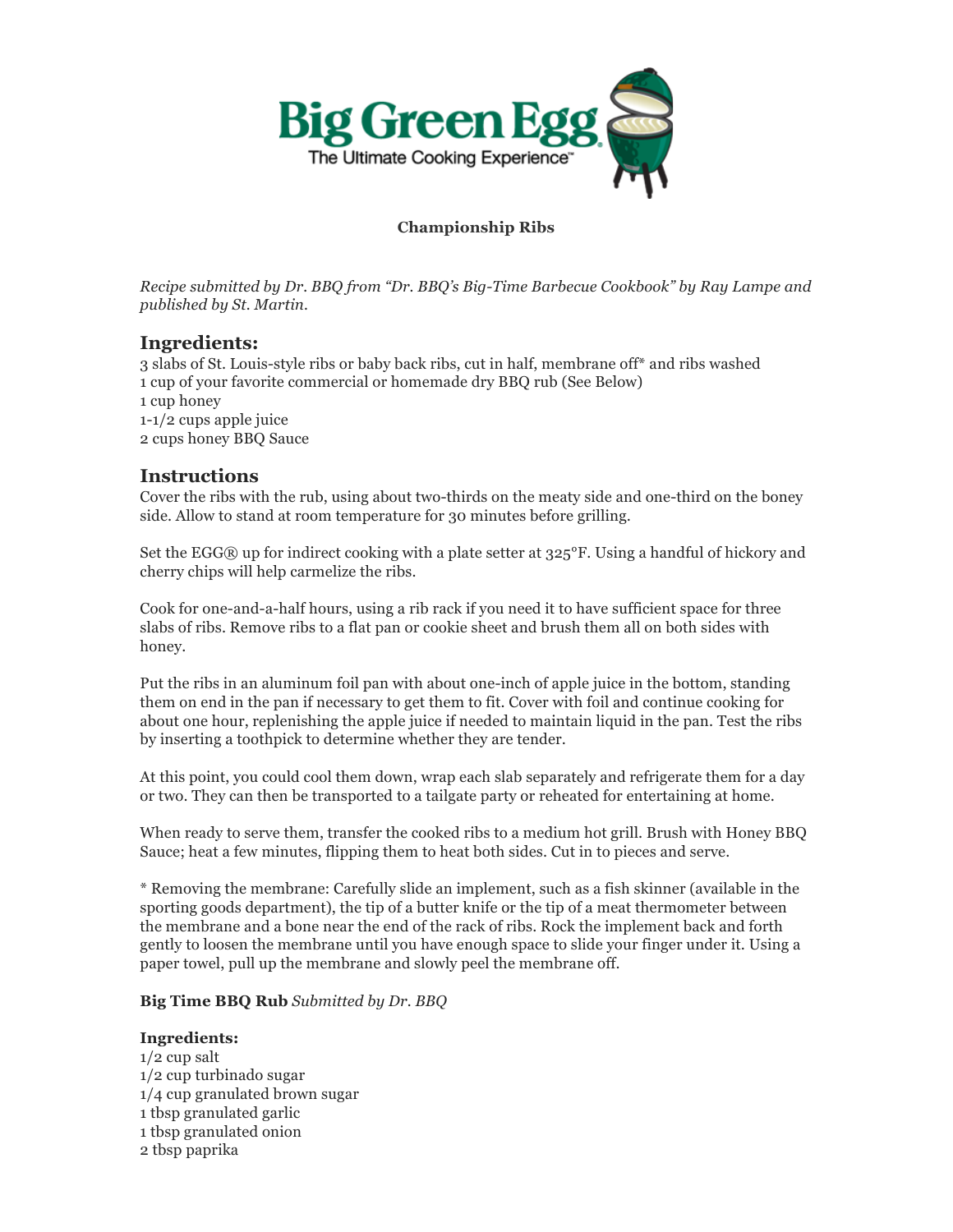**Big Green Egg**
The Ultimate Cooking Experience™

**Championship Ribs**

*Recipe submitted by Dr. BBQ from "Dr. BBQ's Big-Time Barbecue Cookbook" by Ray Lampe and published by St. Martin.*

## Ingredients:

3 slabs of St. Louis-style ribs or baby back ribs, cut in half, membrane off* and ribs washed
1 cup of your favorite commercial or homemade dry BBQ rub (See Below)
1 cup honey
1-1/2 cups apple juice
2 cups honey BBQ Sauce

## Instructions

Cover the ribs with the rub, using about two-thirds on the meaty side and one-third on the boney side. Allow to stand at room temperature for 30 minutes before grilling.

Set the EGG® up for indirect cooking with a plate setter at 325°F. Using a handful of hickory and cherry chips will help carmelize the ribs.

Cook for one-and-a-half hours, using a rib rack if you need it to have sufficient space for three slabs of ribs. Remove ribs to a flat pan or cookie sheet and brush them all on both sides with honey.

Put the ribs in an aluminum foil pan with about one-inch of apple juice in the bottom, standing them on end in the pan if necessary to get them to fit. Cover with foil and continue cooking for about one hour, replenishing the apple juice if needed to maintain liquid in the pan. Test the ribs by inserting a toothpick to determine whether they are tender.

At this point, you could cool them down, wrap each slab separately and refrigerate them for a day or two. They can then be transported to a tailgate party or reheated for entertaining at home.

When ready to serve them, transfer the cooked ribs to a medium hot grill. Brush with Honey BBQ Sauce; heat a few minutes, flipping them to heat both sides. Cut in to pieces and serve.

* Removing the membrane: Carefully slide an implement, such as a fish skinner (available in the sporting goods department), the tip of a butter knife or the tip of a meat thermometer between the membrane and a bone near the end of the rack of ribs. Rock the implement back and forth gently to loosen the membrane until you have enough space to slide your finger under it. Using a paper towel, pull up the membrane and slowly peel the membrane off.

**Big Time BBQ Rub** *Submitted by Dr. BBQ*

**Ingredients:**

1/2 cup salt
1/2 cup turbinado sugar
1/4 cup granulated brown sugar
1 tbsp granulated garlic
1 tbsp granulated onion
2 tbsp paprika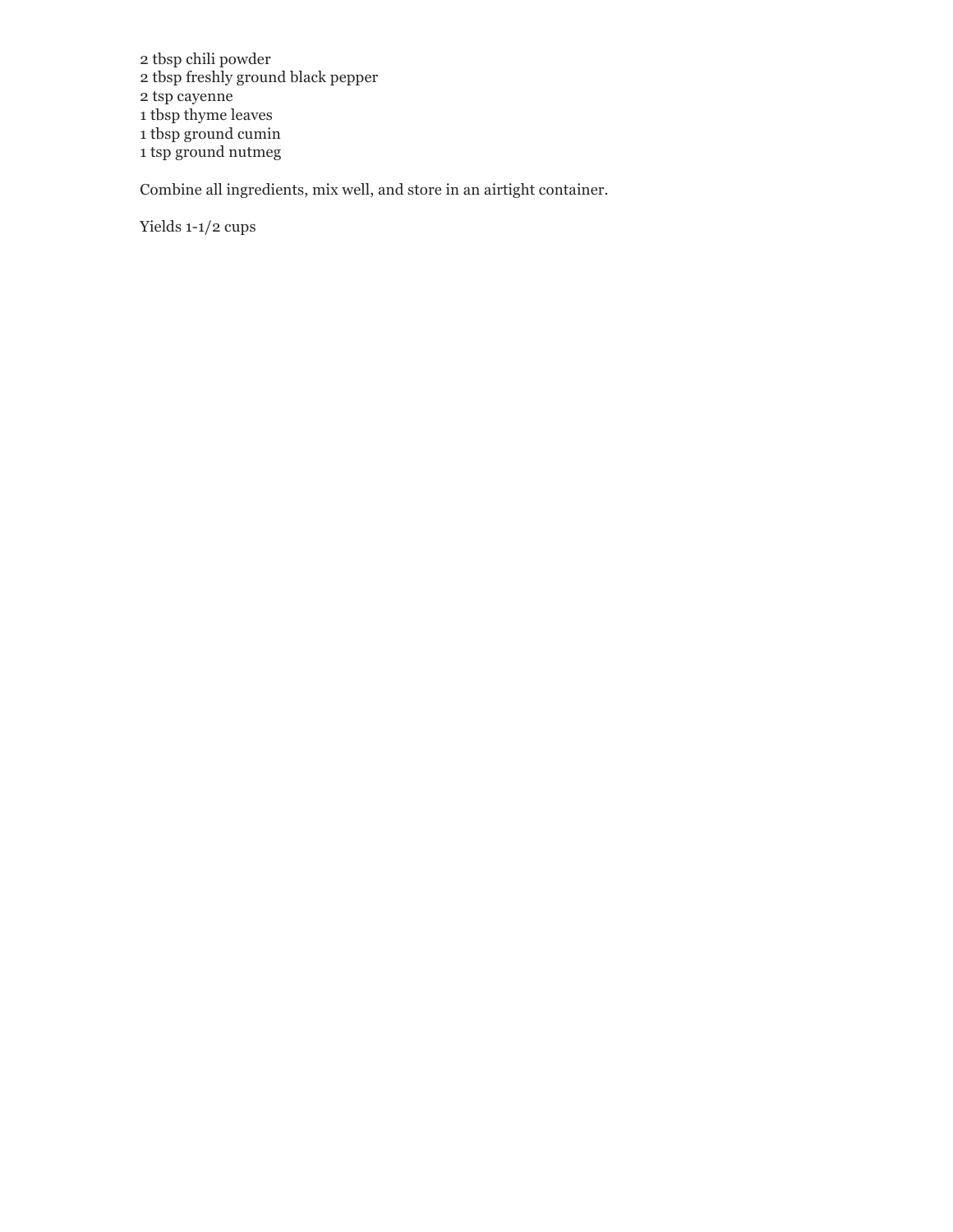2 tbsp chili powder
2 tbsp freshly ground black pepper
2 tsp cayenne
1 tbsp thyme leaves
1 tbsp ground cumin
1 tsp ground nutmeg

Combine all ingredients, mix well, and store in an airtight container.

Yields 1-1/2 cups